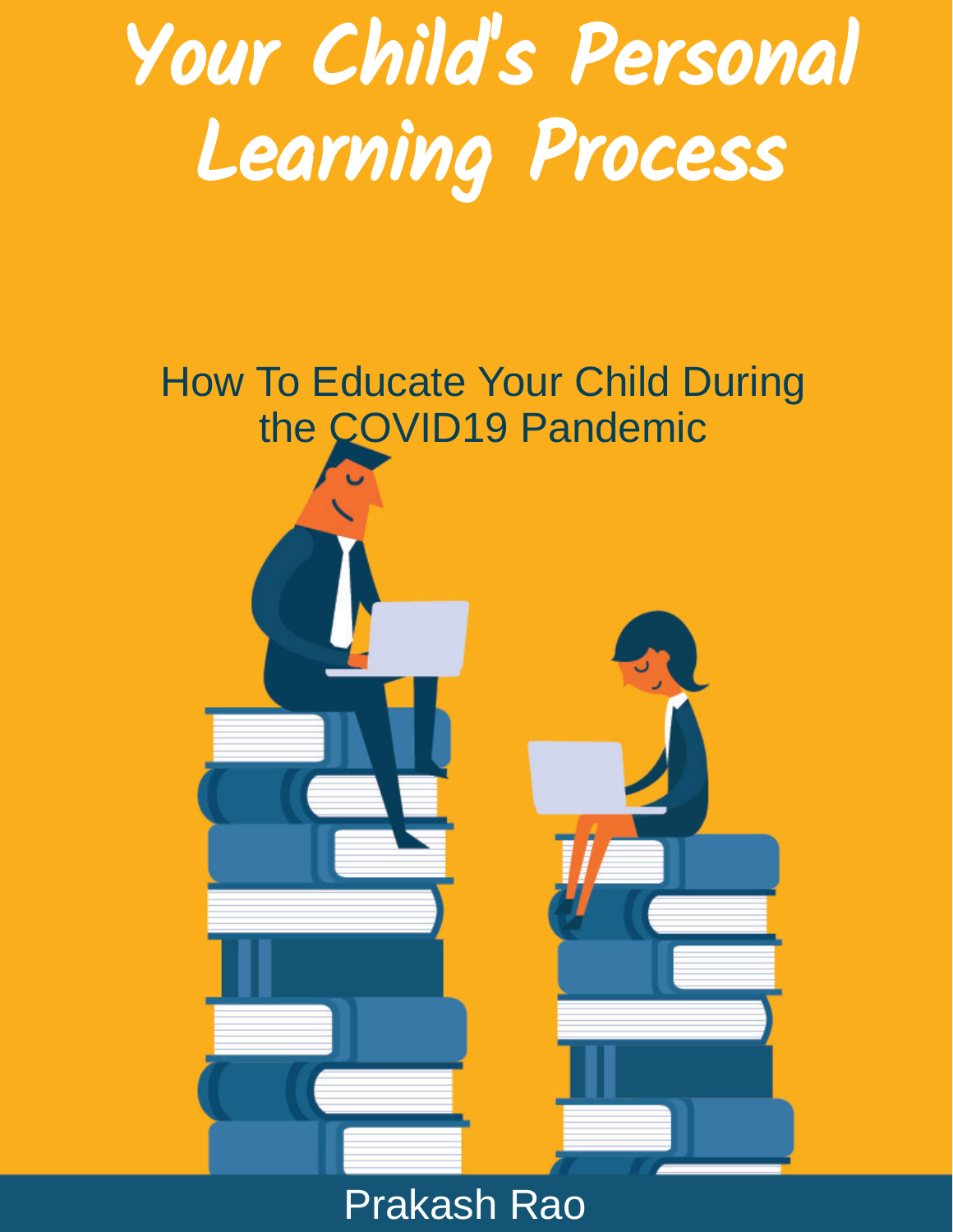# Your Child's Personal Learning Process

## How To Educate Your Child During the COVID19 Pandemic

Prakash Rao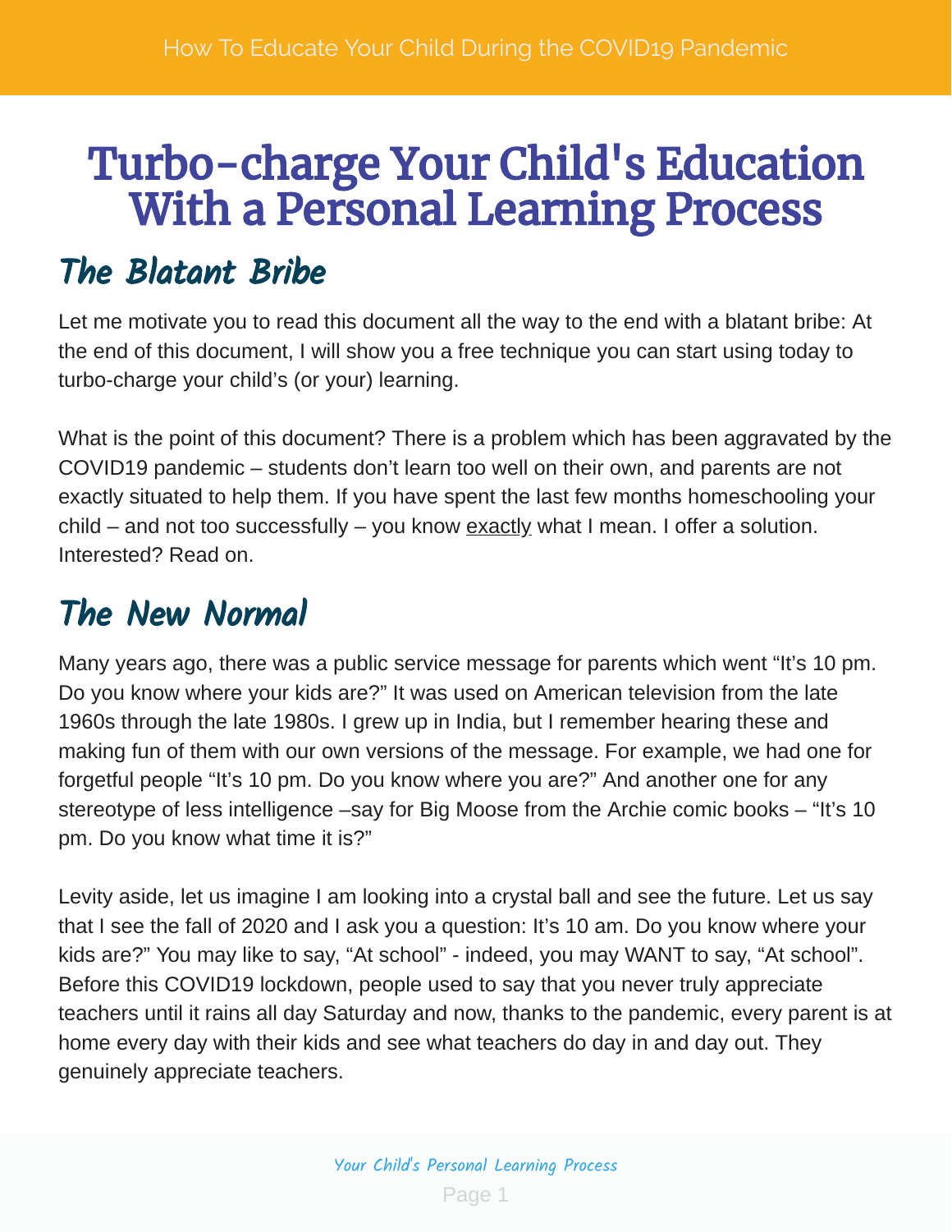# Turbo-charge Your Child's Education With a Personal Learning Process

## The Blatant Bribe

Let me motivate you to read this document all the way to the end with a blatant bribe: At the end of this document, I will show you a free technique you can start using today to turbo-charge your child's (or your) learning.

What is the point of this document? There is a problem which has been aggravated by the COVID19 pandemic – students don't learn too well on their own, and parents are not exactly situated to help them. If you have spent the last few months homeschooling your child – and not too successfully – you know <u>exactly</u> what I mean. I offer a solution. Interested? Read on.

## The New Normal

Many years ago, there was a public service message for parents which went "It's 10 pm. Do you know where your kids are?" It was used on American television from the late 1960s through the late 1980s. I grew up in India, but I remember hearing these and making fun of them with our own versions of the message. For example, we had one for forgetful people "It's 10 pm. Do you know where you are?" And another one for any stereotype of less intelligence –say for Big Moose from the Archie comic books – "It's 10 pm. Do you know what time it is?"

Levity aside, let us imagine I am looking into a crystal ball and see the future. Let us say that I see the fall of 2020 and I ask you a question: It's 10 am. Do you know where your kids are?" You may like to say, "At school" - indeed, you may WANT to say, "At school". Before this COVID19 lockdown, people used to say that you never truly appreciate teachers until it rains all day Saturday and now, thanks to the pandemic, every parent is at home every day with their kids and see what teachers do day in and day out. They genuinely appreciate teachers.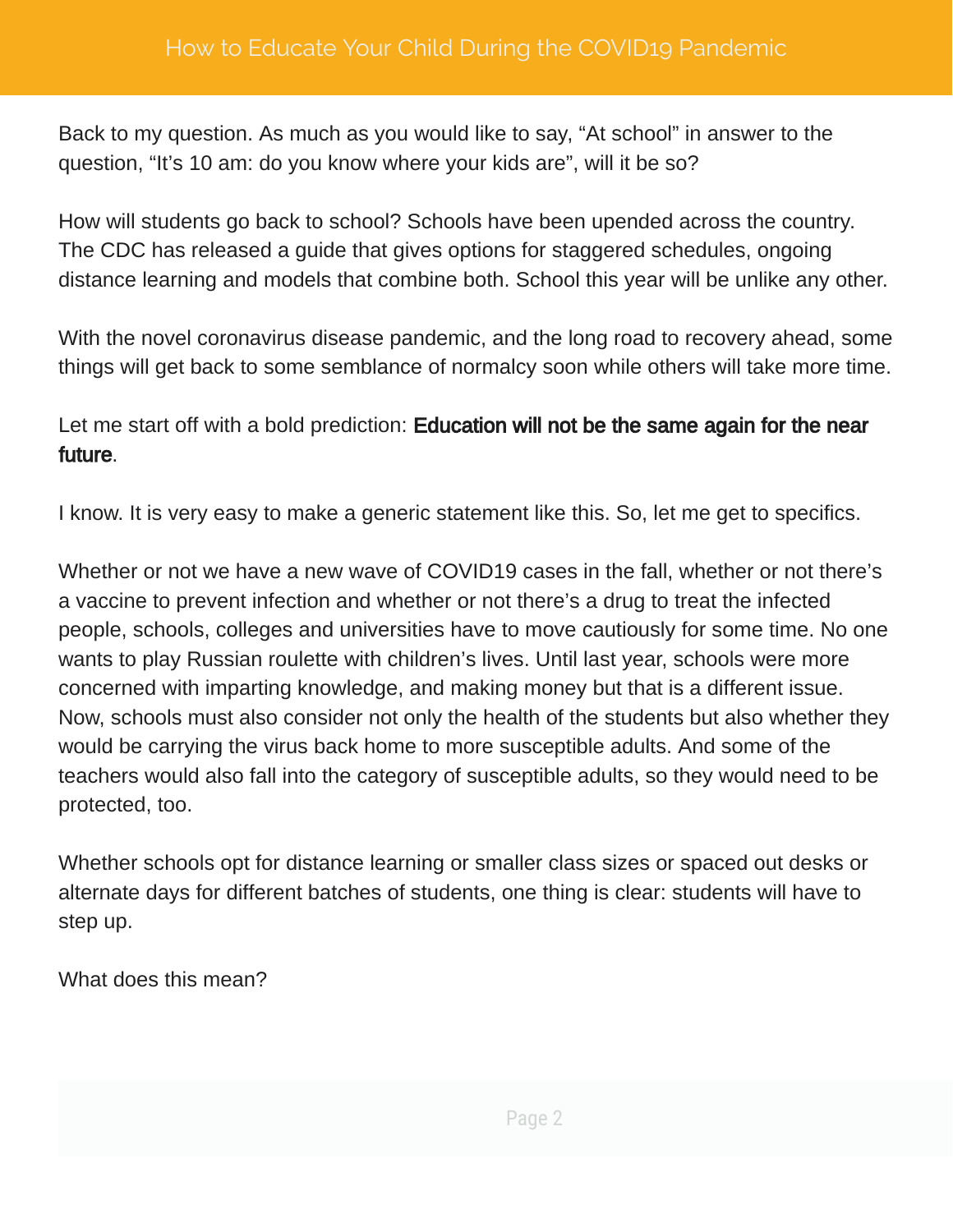Back to my question. As much as you would like to say, “At school” in answer to the question, “It’s 10 am: do you know where your kids are”, will it be so?

How will students go back to school? Schools have been upended across the country. The CDC has released a guide that gives options for staggered schedules, ongoing distance learning and models that combine both. School this year will be unlike any other.

With the novel coronavirus disease pandemic, and the long road to recovery ahead, some things will get back to some semblance of normalcy soon while others will take more time.

Let me start off with a bold prediction: **Education will not be the same again for the near future**.

I know. It is very easy to make a generic statement like this. So, let me get to specifics.

Whether or not we have a new wave of COVID19 cases in the fall, whether or not there’s a vaccine to prevent infection and whether or not there’s a drug to treat the infected people, schools, colleges and universities have to move cautiously for some time. No one wants to play Russian roulette with children’s lives. Until last year, schools were more concerned with imparting knowledge, and making money but that is a different issue. Now, schools must also consider not only the health of the students but also whether they would be carrying the virus back home to more susceptible adults. And some of the teachers would also fall into the category of susceptible adults, so they would need to be protected, too.

Whether schools opt for distance learning or smaller class sizes or spaced out desks or alternate days for different batches of students, one thing is clear: students will have to step up.

What does this mean?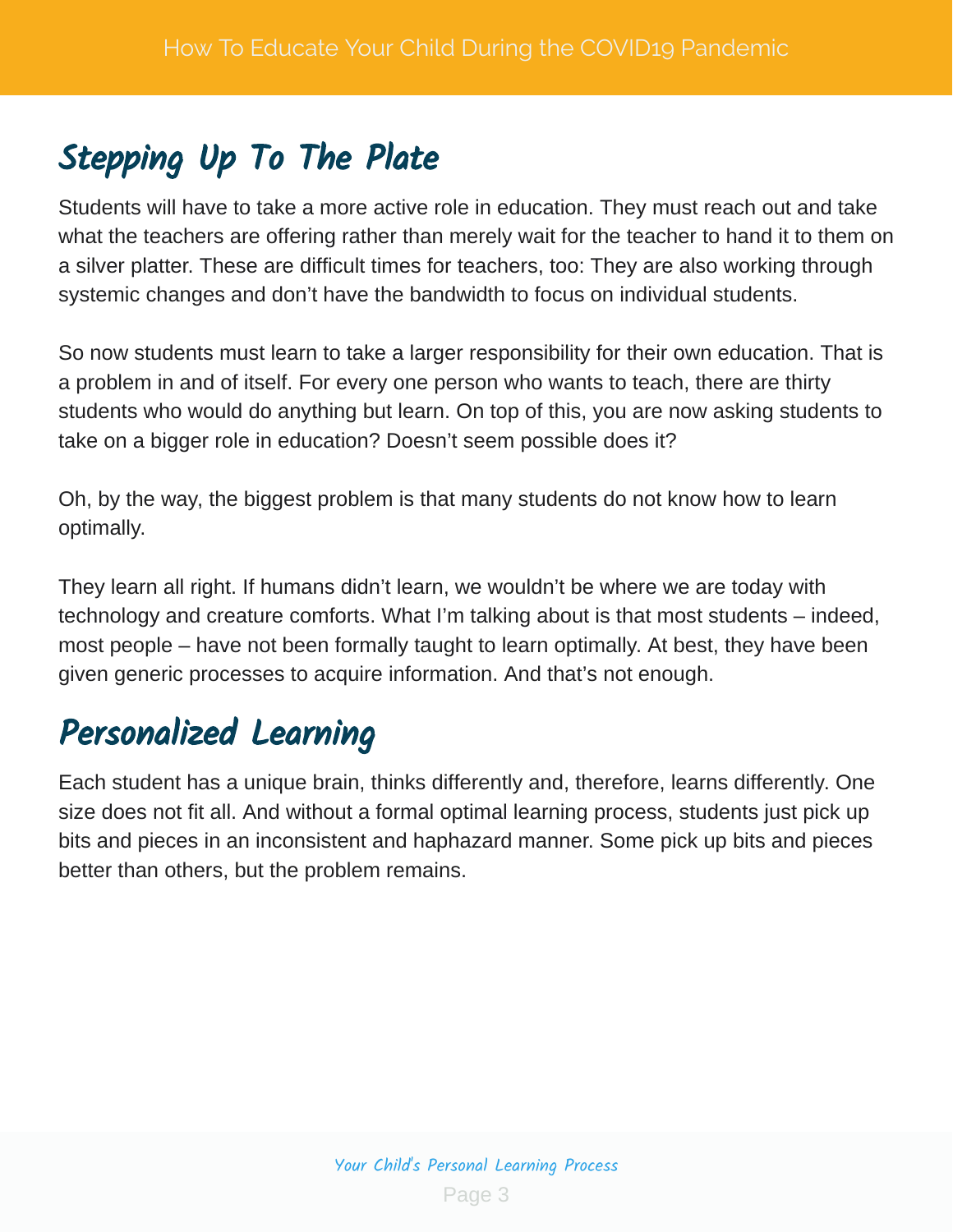## Stepping Up To The Plate

Students will have to take a more active role in education. They must reach out and take what the teachers are offering rather than merely wait for the teacher to hand it to them on a silver platter. These are difficult times for teachers, too: They are also working through systemic changes and don't have the bandwidth to focus on individual students.

So now students must learn to take a larger responsibility for their own education. That is a problem in and of itself. For every one person who wants to teach, there are thirty students who would do anything but learn. On top of this, you are now asking students to take on a bigger role in education? Doesn't seem possible does it?

Oh, by the way, the biggest problem is that many students do not know how to learn optimally.

They learn all right. If humans didn't learn, we wouldn't be where we are today with technology and creature comforts. What I'm talking about is that most students – indeed, most people – have not been formally taught to learn optimally. At best, they have been given generic processes to acquire information. And that's not enough.

## Personalized Learning

Each student has a unique brain, thinks differently and, therefore, learns differently. One size does not fit all. And without a formal optimal learning process, students just pick up bits and pieces in an inconsistent and haphazard manner. Some pick up bits and pieces better than others, but the problem remains.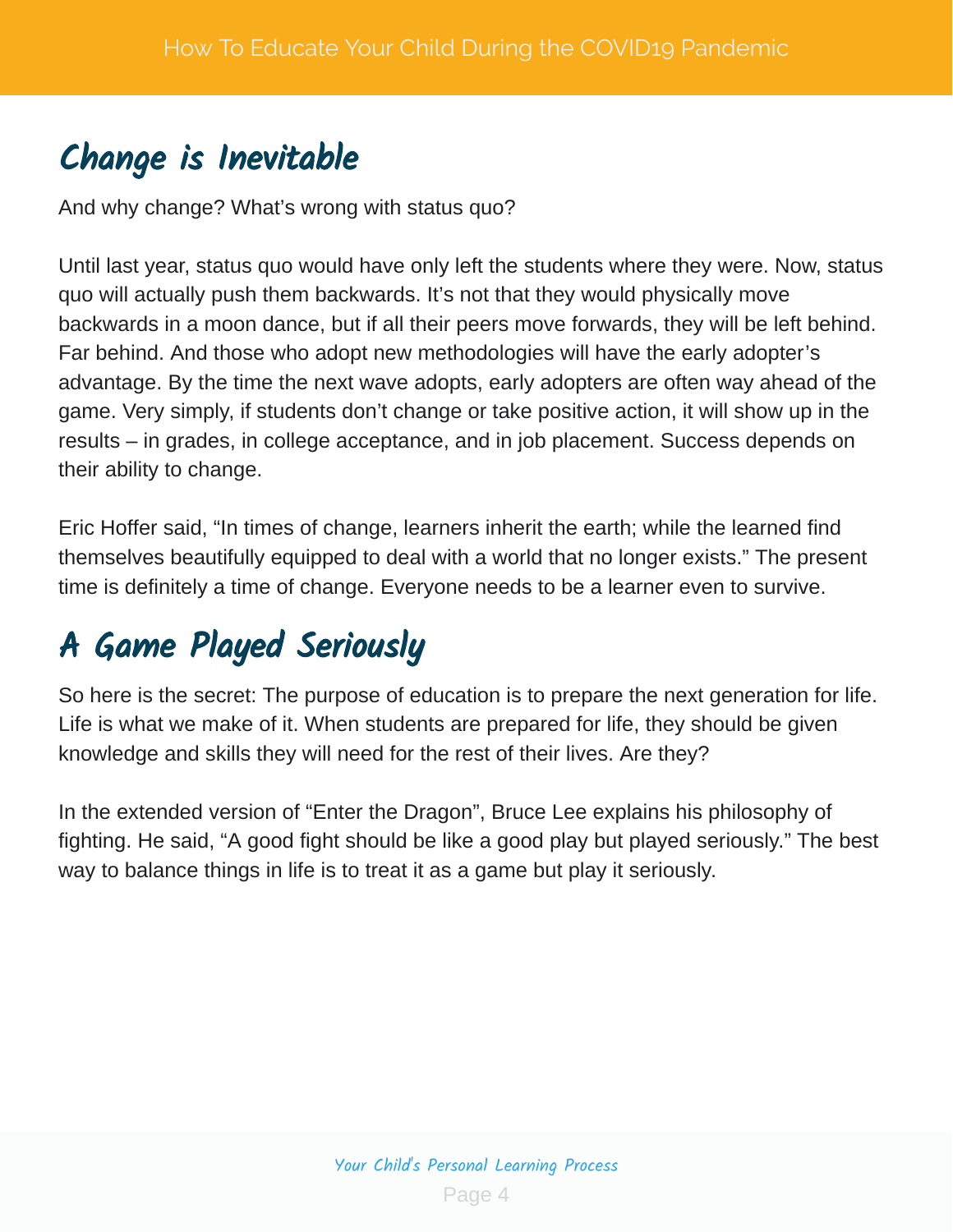## Change is Inevitable

And why change? What's wrong with status quo?

Until last year, status quo would have only left the students where they were. Now, status quo will actually push them backwards. It's not that they would physically move backwards in a moon dance, but if all their peers move forwards, they will be left behind. Far behind. And those who adopt new methodologies will have the early adopter's advantage. By the time the next wave adopts, early adopters are often way ahead of the game. Very simply, if students don't change or take positive action, it will show up in the results – in grades, in college acceptance, and in job placement. Success depends on their ability to change.

Eric Hoffer said, "In times of change, learners inherit the earth; while the learned find themselves beautifully equipped to deal with a world that no longer exists." The present time is definitely a time of change. Everyone needs to be a learner even to survive.

## A Game Played Seriously

So here is the secret: The purpose of education is to prepare the next generation for life. Life is what we make of it. When students are prepared for life, they should be given knowledge and skills they will need for the rest of their lives. Are they?

In the extended version of "Enter the Dragon", Bruce Lee explains his philosophy of fighting. He said, "A good fight should be like a good play but played seriously." The best way to balance things in life is to treat it as a game but play it seriously.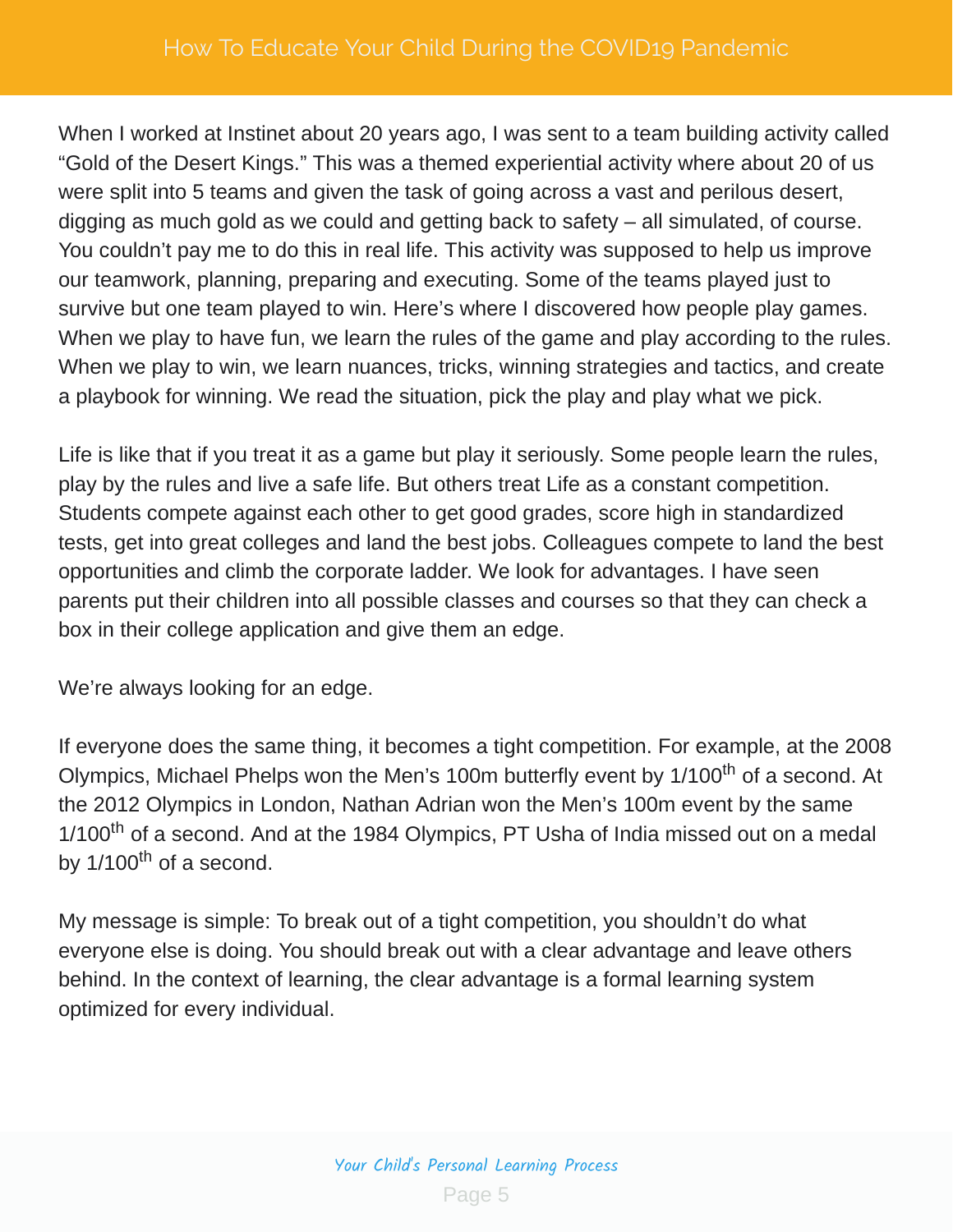When I worked at Instinet about 20 years ago, I was sent to a team building activity called "Gold of the Desert Kings." This was a themed experiential activity where about 20 of us were split into 5 teams and given the task of going across a vast and perilous desert, digging as much gold as we could and getting back to safety – all simulated, of course. You couldn't pay me to do this in real life. This activity was supposed to help us improve our teamwork, planning, preparing and executing. Some of the teams played just to survive but one team played to win. Here's where I discovered how people play games. When we play to have fun, we learn the rules of the game and play according to the rules. When we play to win, we learn nuances, tricks, winning strategies and tactics, and create a playbook for winning. We read the situation, pick the play and play what we pick.

Life is like that if you treat it as a game but play it seriously. Some people learn the rules, play by the rules and live a safe life. But others treat Life as a constant competition. Students compete against each other to get good grades, score high in standardized tests, get into great colleges and land the best jobs. Colleagues compete to land the best opportunities and climb the corporate ladder. We look for advantages. I have seen parents put their children into all possible classes and courses so that they can check a box in their college application and give them an edge.

We're always looking for an edge.

If everyone does the same thing, it becomes a tight competition. For example, at the 2008 Olympics, Michael Phelps won the Men's 100m butterfly event by 1/100th of a second. At the 2012 Olympics in London, Nathan Adrian won the Men's 100m event by the same 1/100th of a second. And at the 1984 Olympics, PT Usha of India missed out on a medal by 1/100th of a second.

My message is simple: To break out of a tight competition, you shouldn't do what everyone else is doing. You should break out with a clear advantage and leave others behind. In the context of learning, the clear advantage is a formal learning system optimized for every individual.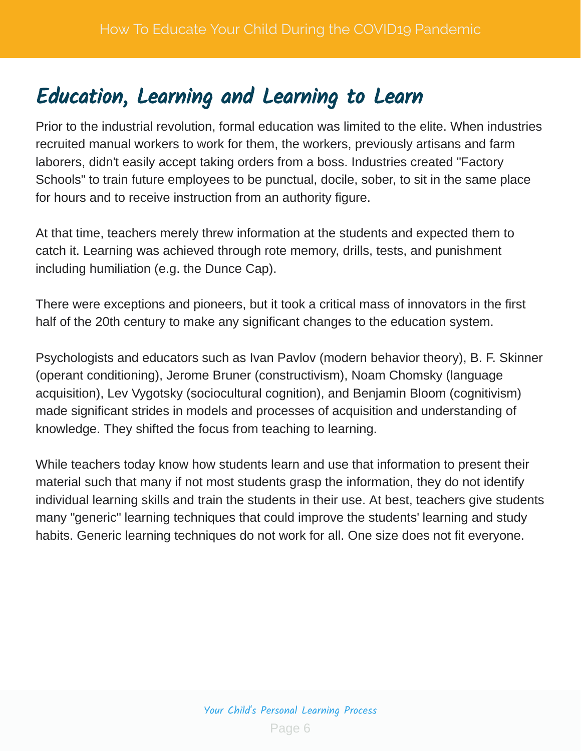# Education, Learning and Learning to Learn

Prior to the industrial revolution, formal education was limited to the elite. When industries recruited manual workers to work for them, the workers, previously artisans and farm laborers, didn't easily accept taking orders from a boss. Industries created "Factory Schools" to train future employees to be punctual, docile, sober, to sit in the same place for hours and to receive instruction from an authority figure.

At that time, teachers merely threw information at the students and expected them to catch it. Learning was achieved through rote memory, drills, tests, and punishment including humiliation (e.g. the Dunce Cap).

There were exceptions and pioneers, but it took a critical mass of innovators in the first half of the 20th century to make any significant changes to the education system.

Psychologists and educators such as Ivan Pavlov (modern behavior theory), B. F. Skinner (operant conditioning), Jerome Bruner (constructivism), Noam Chomsky (language acquisition), Lev Vygotsky (sociocultural cognition), and Benjamin Bloom (cognitivism) made significant strides in models and processes of acquisition and understanding of knowledge. They shifted the focus from teaching to learning.

While teachers today know how students learn and use that information to present their material such that many if not most students grasp the information, they do not identify individual learning skills and train the students in their use. At best, teachers give students many "generic" learning techniques that could improve the students' learning and study habits. Generic learning techniques do not work for all. One size does not fit everyone.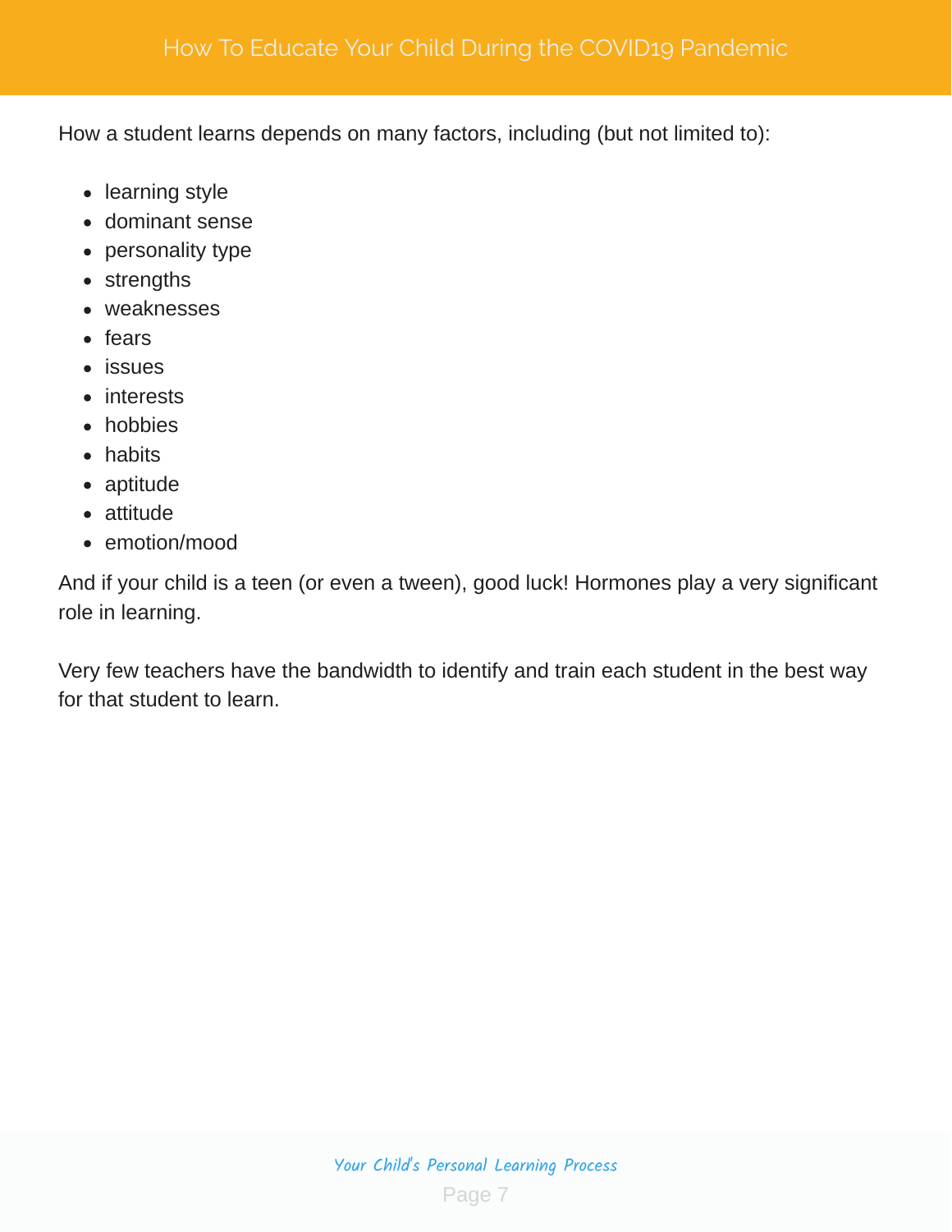How a student learns depends on many factors, including (but not limited to):

- learning style
- dominant sense
- personality type
- strengths
- weaknesses
- fears
- issues
- interests
- hobbies
- habits
- aptitude
- attitude
- emotion/mood

And if your child is a teen (or even a tween), good luck! Hormones play a very significant role in learning.

Very few teachers have the bandwidth to identify and train each student in the best way for that student to learn.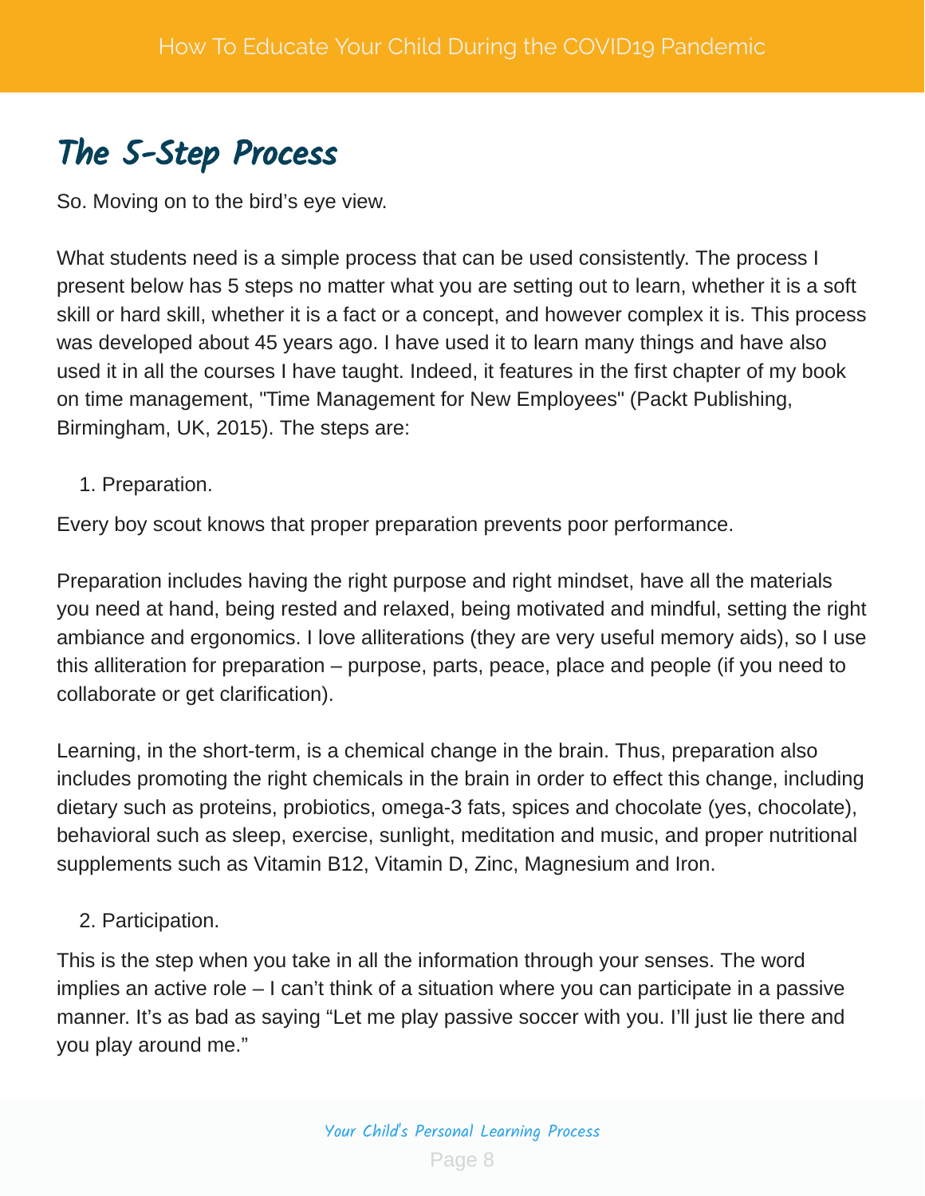## The 5-Step Process

So. Moving on to the bird's eye view.

What students need is a simple process that can be used consistently. The process I present below has 5 steps no matter what you are setting out to learn, whether it is a soft skill or hard skill, whether it is a fact or a concept, and however complex it is. This process was developed about 45 years ago. I have used it to learn many things and have also used it in all the courses I have taught. Indeed, it features in the first chapter of my book on time management, "Time Management for New Employees" (Packt Publishing, Birmingham, UK, 2015). The steps are:

1. Preparation.

Every boy scout knows that proper preparation prevents poor performance.

Preparation includes having the right purpose and right mindset, have all the materials you need at hand, being rested and relaxed, being motivated and mindful, setting the right ambiance and ergonomics. I love alliterations (they are very useful memory aids), so I use this alliteration for preparation – purpose, parts, peace, place and people (if you need to collaborate or get clarification).

Learning, in the short-term, is a chemical change in the brain. Thus, preparation also includes promoting the right chemicals in the brain in order to effect this change, including dietary such as proteins, probiotics, omega-3 fats, spices and chocolate (yes, chocolate), behavioral such as sleep, exercise, sunlight, meditation and music, and proper nutritional supplements such as Vitamin B12, Vitamin D, Zinc, Magnesium and Iron.

2. Participation.

This is the step when you take in all the information through your senses. The word implies an active role – I can't think of a situation where you can participate in a passive manner. It's as bad as saying "Let me play passive soccer with you. I'll just lie there and you play around me."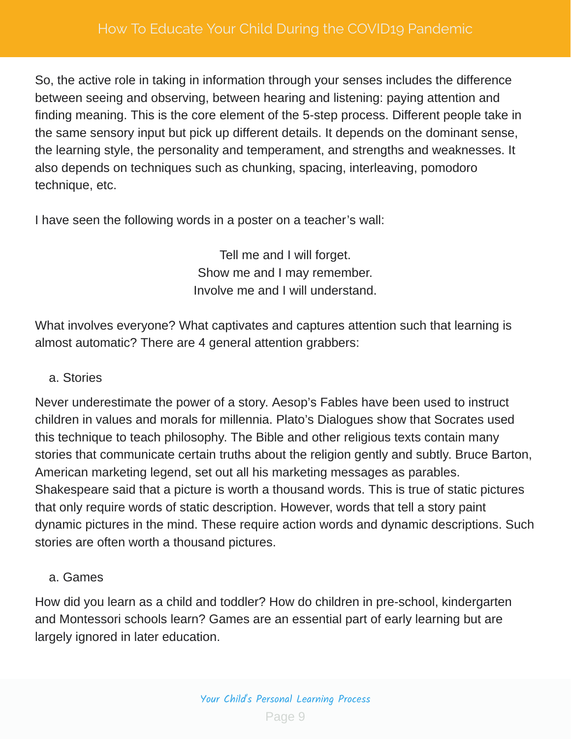So, the active role in taking in information through your senses includes the difference between seeing and observing, between hearing and listening: paying attention and finding meaning. This is the core element of the 5-step process. Different people take in the same sensory input but pick up different details. It depends on the dominant sense, the learning style, the personality and temperament, and strengths and weaknesses. It also depends on techniques such as chunking, spacing, interleaving, pomodoro technique, etc.

I have seen the following words in a poster on a teacher's wall:

> Tell me and I will forget.
> Show me and I may remember.
> Involve me and I will understand.

What involves everyone? What captivates and captures attention such that learning is almost automatic? There are 4 general attention grabbers:

a. Stories

Never underestimate the power of a story. Aesop's Fables have been used to instruct children in values and morals for millennia. Plato's Dialogues show that Socrates used this technique to teach philosophy. The Bible and other religious texts contain many stories that communicate certain truths about the religion gently and subtly. Bruce Barton, American marketing legend, set out all his marketing messages as parables. Shakespeare said that a picture is worth a thousand words. This is true of static pictures that only require words of static description. However, words that tell a story paint dynamic pictures in the mind. These require action words and dynamic descriptions. Such stories are often worth a thousand pictures.

a. Games

How did you learn as a child and toddler? How do children in pre-school, kindergarten and Montessori schools learn? Games are an essential part of early learning but are largely ignored in later education.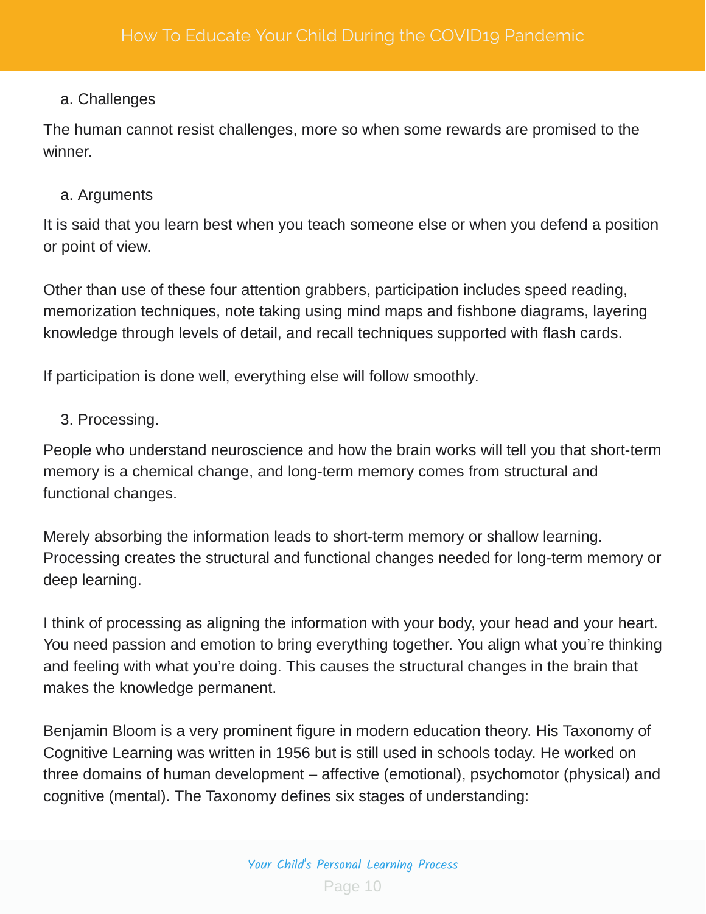a. Challenges

The human cannot resist challenges, more so when some rewards are promised to the winner.

a. Arguments

It is said that you learn best when you teach someone else or when you defend a position or point of view.

Other than use of these four attention grabbers, participation includes speed reading, memorization techniques, note taking using mind maps and fishbone diagrams, layering knowledge through levels of detail, and recall techniques supported with flash cards.

If participation is done well, everything else will follow smoothly.

3. Processing.

People who understand neuroscience and how the brain works will tell you that short-term memory is a chemical change, and long-term memory comes from structural and functional changes.

Merely absorbing the information leads to short-term memory or shallow learning. Processing creates the structural and functional changes needed for long-term memory or deep learning.

I think of processing as aligning the information with your body, your head and your heart. You need passion and emotion to bring everything together. You align what you're thinking and feeling with what you're doing. This causes the structural changes in the brain that makes the knowledge permanent.

Benjamin Bloom is a very prominent figure in modern education theory. His Taxonomy of Cognitive Learning was written in 1956 but is still used in schools today. He worked on three domains of human development – affective (emotional), psychomotor (physical) and cognitive (mental). The Taxonomy defines six stages of understanding: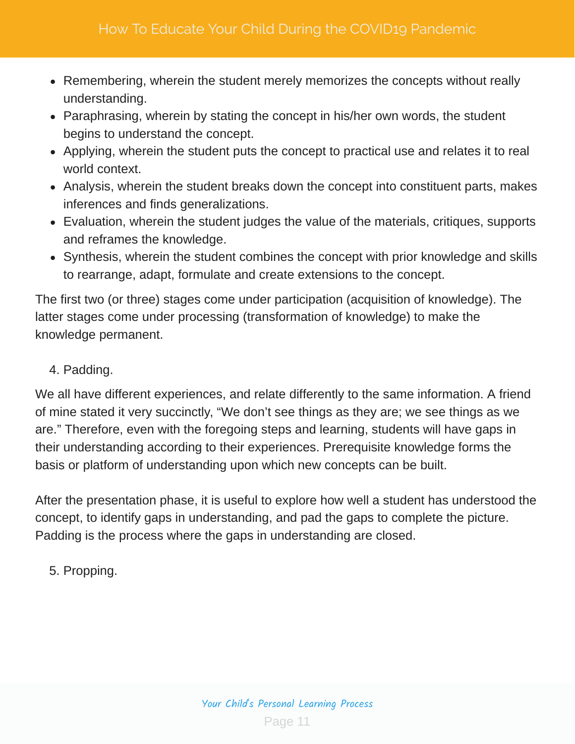- Remembering, wherein the student merely memorizes the concepts without really understanding.
- Paraphrasing, wherein by stating the concept in his/her own words, the student begins to understand the concept.
- Applying, wherein the student puts the concept to practical use and relates it to real world context.
- Analysis, wherein the student breaks down the concept into constituent parts, makes inferences and finds generalizations.
- Evaluation, wherein the student judges the value of the materials, critiques, supports and reframes the knowledge.
- Synthesis, wherein the student combines the concept with prior knowledge and skills to rearrange, adapt, formulate and create extensions to the concept.

The first two (or three) stages come under participation (acquisition of knowledge). The latter stages come under processing (transformation of knowledge) to make the knowledge permanent.

4. Padding.

We all have different experiences, and relate differently to the same information. A friend of mine stated it very succinctly, “We don’t see things as they are; we see things as we are.” Therefore, even with the foregoing steps and learning, students will have gaps in their understanding according to their experiences. Prerequisite knowledge forms the basis or platform of understanding upon which new concepts can be built.

After the presentation phase, it is useful to explore how well a student has understood the concept, to identify gaps in understanding, and pad the gaps to complete the picture. Padding is the process where the gaps in understanding are closed.

5. Propping.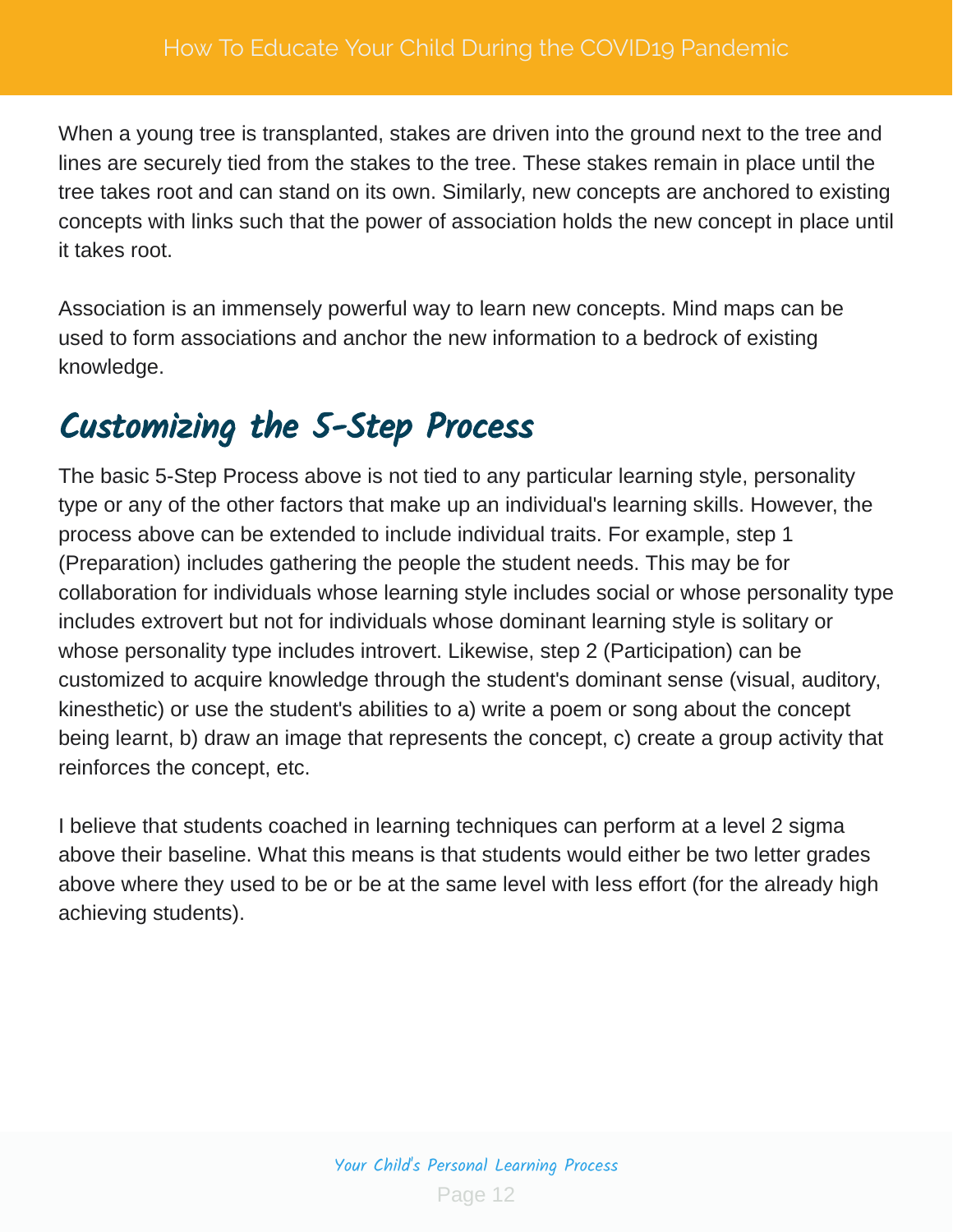When a young tree is transplanted, stakes are driven into the ground next to the tree and lines are securely tied from the stakes to the tree. These stakes remain in place until the tree takes root and can stand on its own. Similarly, new concepts are anchored to existing concepts with links such that the power of association holds the new concept in place until it takes root.

Association is an immensely powerful way to learn new concepts. Mind maps can be used to form associations and anchor the new information to a bedrock of existing knowledge.

## Customizing the 5-Step Process

The basic 5-Step Process above is not tied to any particular learning style, personality type or any of the other factors that make up an individual's learning skills. However, the process above can be extended to include individual traits. For example, step 1 (Preparation) includes gathering the people the student needs. This may be for collaboration for individuals whose learning style includes social or whose personality type includes extrovert but not for individuals whose dominant learning style is solitary or whose personality type includes introvert. Likewise, step 2 (Participation) can be customized to acquire knowledge through the student's dominant sense (visual, auditory, kinesthetic) or use the student's abilities to a) write a poem or song about the concept being learnt, b) draw an image that represents the concept, c) create a group activity that reinforces the concept, etc.

I believe that students coached in learning techniques can perform at a level 2 sigma above their baseline. What this means is that students would either be two letter grades above where they used to be or be at the same level with less effort (for the already high achieving students).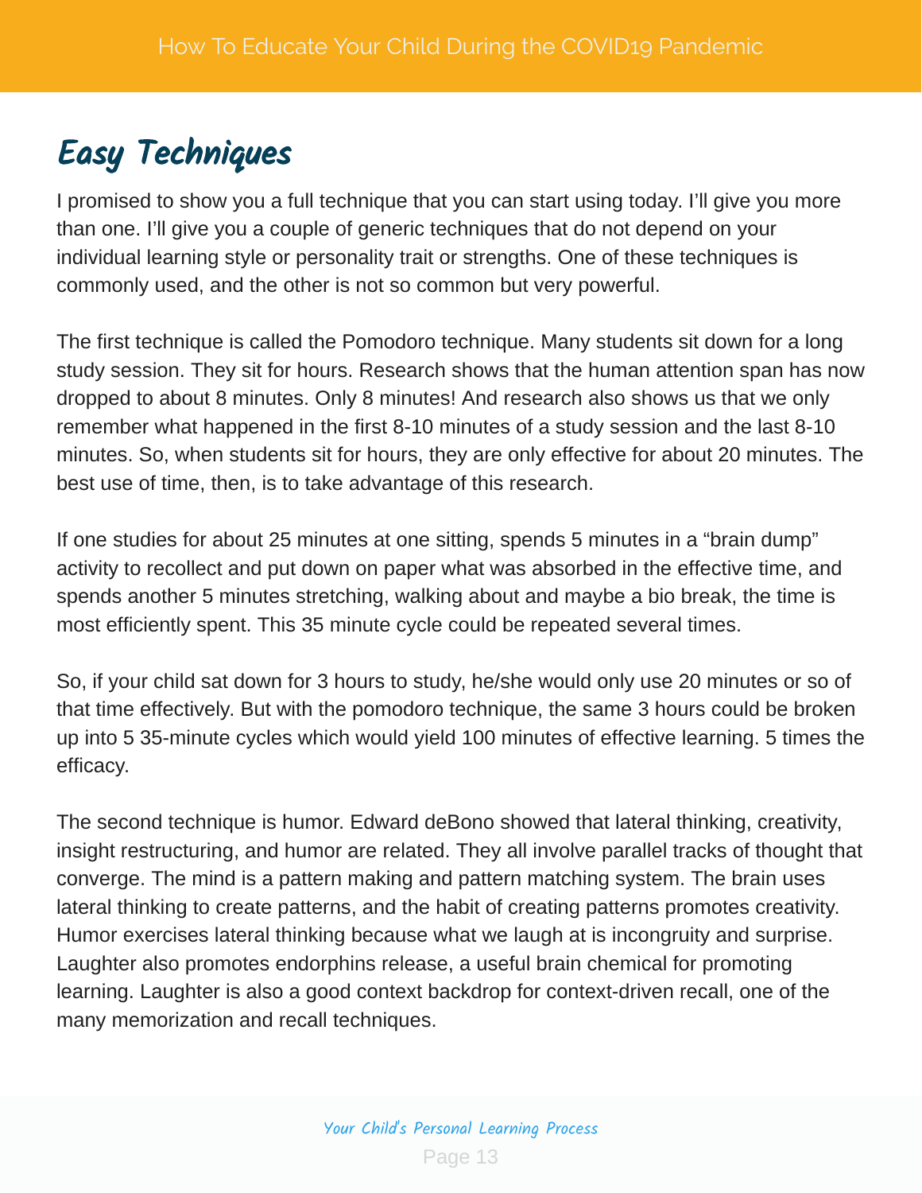## Easy Techniques

I promised to show you a full technique that you can start using today. I'll give you more than one. I'll give you a couple of generic techniques that do not depend on your individual learning style or personality trait or strengths. One of these techniques is commonly used, and the other is not so common but very powerful.

The first technique is called the Pomodoro technique. Many students sit down for a long study session. They sit for hours. Research shows that the human attention span has now dropped to about 8 minutes. Only 8 minutes! And research also shows us that we only remember what happened in the first 8-10 minutes of a study session and the last 8-10 minutes. So, when students sit for hours, they are only effective for about 20 minutes. The best use of time, then, is to take advantage of this research.

If one studies for about 25 minutes at one sitting, spends 5 minutes in a "brain dump" activity to recollect and put down on paper what was absorbed in the effective time, and spends another 5 minutes stretching, walking about and maybe a bio break, the time is most efficiently spent. This 35 minute cycle could be repeated several times.

So, if your child sat down for 3 hours to study, he/she would only use 20 minutes or so of that time effectively. But with the pomodoro technique, the same 3 hours could be broken up into 5 35-minute cycles which would yield 100 minutes of effective learning. 5 times the efficacy.

The second technique is humor. Edward deBono showed that lateral thinking, creativity, insight restructuring, and humor are related. They all involve parallel tracks of thought that converge. The mind is a pattern making and pattern matching system. The brain uses lateral thinking to create patterns, and the habit of creating patterns promotes creativity. Humor exercises lateral thinking because what we laugh at is incongruity and surprise. Laughter also promotes endorphins release, a useful brain chemical for promoting learning. Laughter is also a good context backdrop for context-driven recall, one of the many memorization and recall techniques.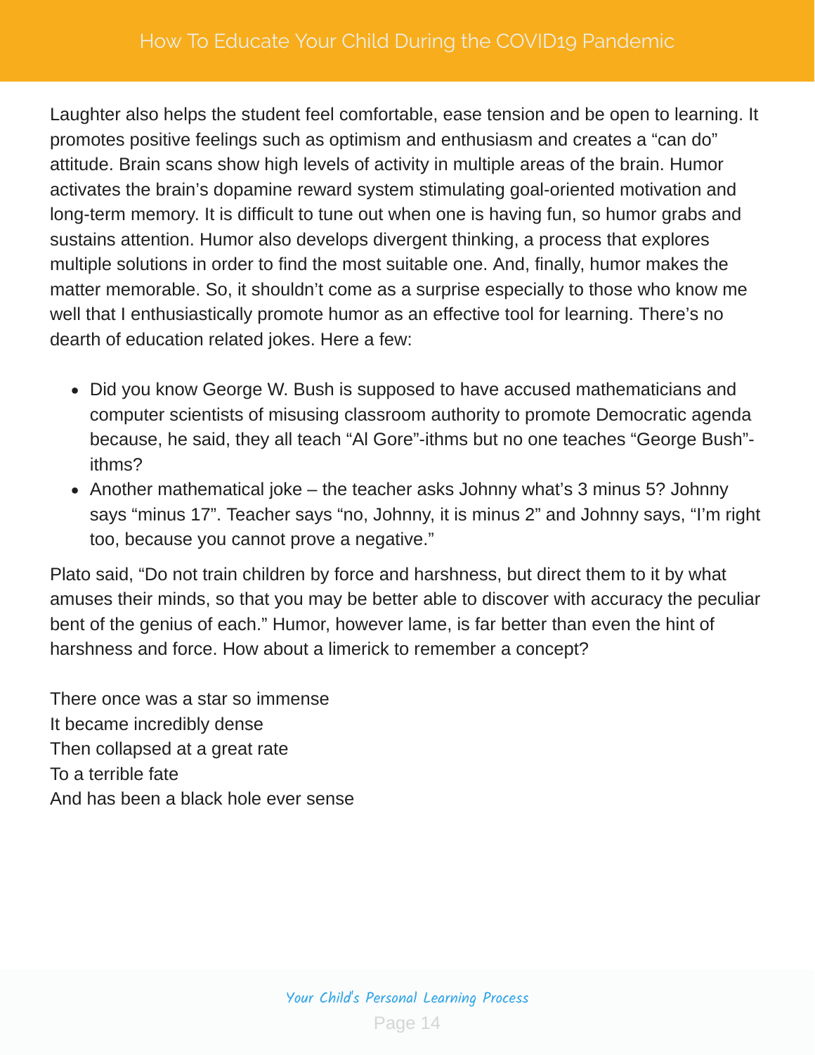Laughter also helps the student feel comfortable, ease tension and be open to learning. It promotes positive feelings such as optimism and enthusiasm and creates a "can do" attitude. Brain scans show high levels of activity in multiple areas of the brain. Humor activates the brain's dopamine reward system stimulating goal-oriented motivation and long-term memory. It is difficult to tune out when one is having fun, so humor grabs and sustains attention. Humor also develops divergent thinking, a process that explores multiple solutions in order to find the most suitable one. And, finally, humor makes the matter memorable. So, it shouldn't come as a surprise especially to those who know me well that I enthusiastically promote humor as an effective tool for learning. There's no dearth of education related jokes. Here a few:

- Did you know George W. Bush is supposed to have accused mathematicians and computer scientists of misusing classroom authority to promote Democratic agenda because, he said, they all teach "Al Gore"-ithms but no one teaches "George Bush"-ithms?
- Another mathematical joke – the teacher asks Johnny what's 3 minus 5? Johnny says "minus 17". Teacher says "no, Johnny, it is minus 2" and Johnny says, "I'm right too, because you cannot prove a negative."

Plato said, "Do not train children by force and harshness, but direct them to it by what amuses their minds, so that you may be better able to discover with accuracy the peculiar bent of the genius of each." Humor, however lame, is far better than even the hint of harshness and force. How about a limerick to remember a concept?

There once was a star so immense  
It became incredibly dense  
Then collapsed at a great rate  
To a terrible fate  
And has been a black hole ever sense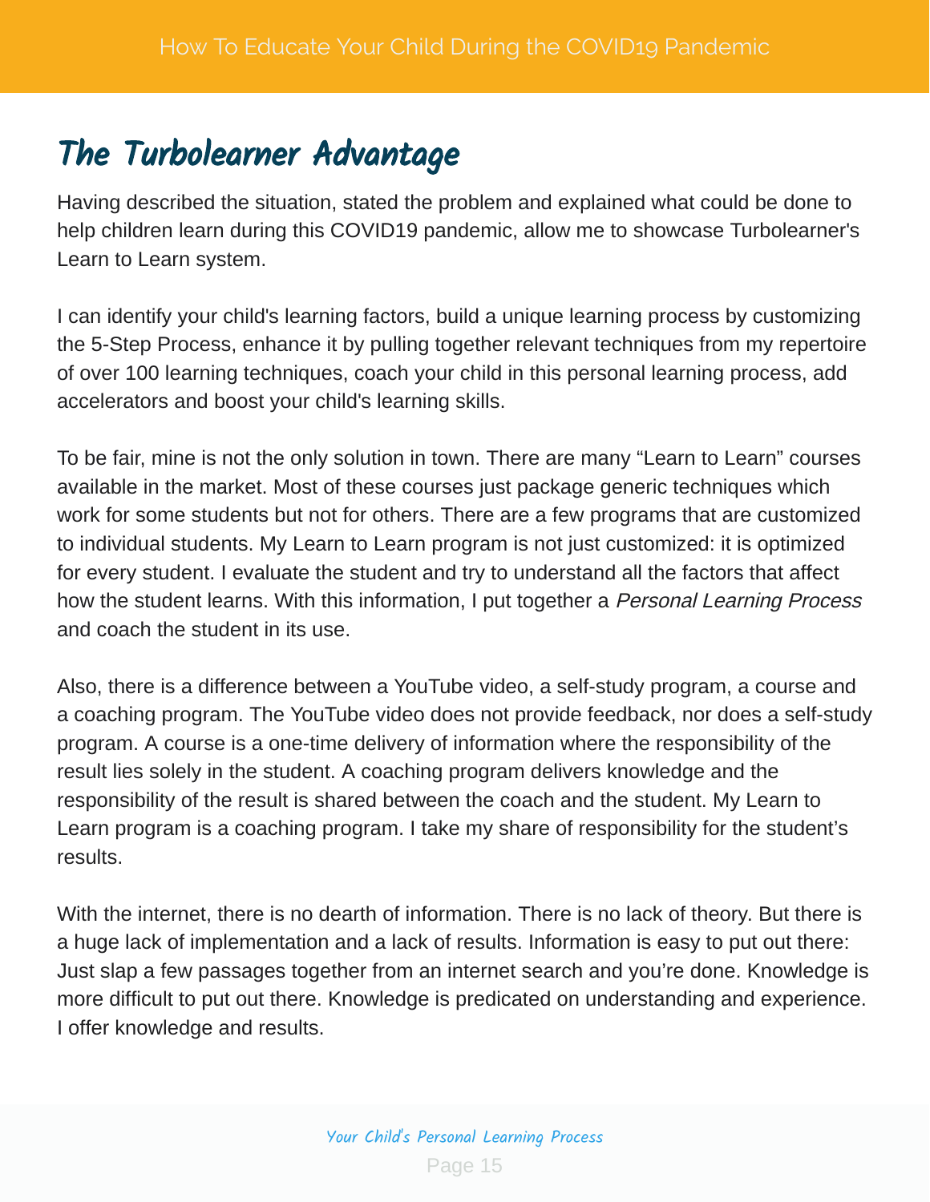# The Turbolearner Advantage

Having described the situation, stated the problem and explained what could be done to help children learn during this COVID19 pandemic, allow me to showcase Turbolearner's Learn to Learn system.

I can identify your child's learning factors, build a unique learning process by customizing the 5-Step Process, enhance it by pulling together relevant techniques from my repertoire of over 100 learning techniques, coach your child in this personal learning process, add accelerators and boost your child's learning skills.

To be fair, mine is not the only solution in town. There are many "Learn to Learn" courses available in the market. Most of these courses just package generic techniques which work for some students but not for others. There are a few programs that are customized to individual students. My Learn to Learn program is not just customized: it is optimized for every student. I evaluate the student and try to understand all the factors that affect how the student learns. With this information, I put together a *Personal Learning Process* and coach the student in its use.

Also, there is a difference between a YouTube video, a self-study program, a course and a coaching program. The YouTube video does not provide feedback, nor does a self-study program. A course is a one-time delivery of information where the responsibility of the result lies solely in the student. A coaching program delivers knowledge and the responsibility of the result is shared between the coach and the student. My Learn to Learn program is a coaching program. I take my share of responsibility for the student's results.

With the internet, there is no dearth of information. There is no lack of theory. But there is a huge lack of implementation and a lack of results. Information is easy to put out there: Just slap a few passages together from an internet search and you're done. Knowledge is more difficult to put out there. Knowledge is predicated on understanding and experience. I offer knowledge and results.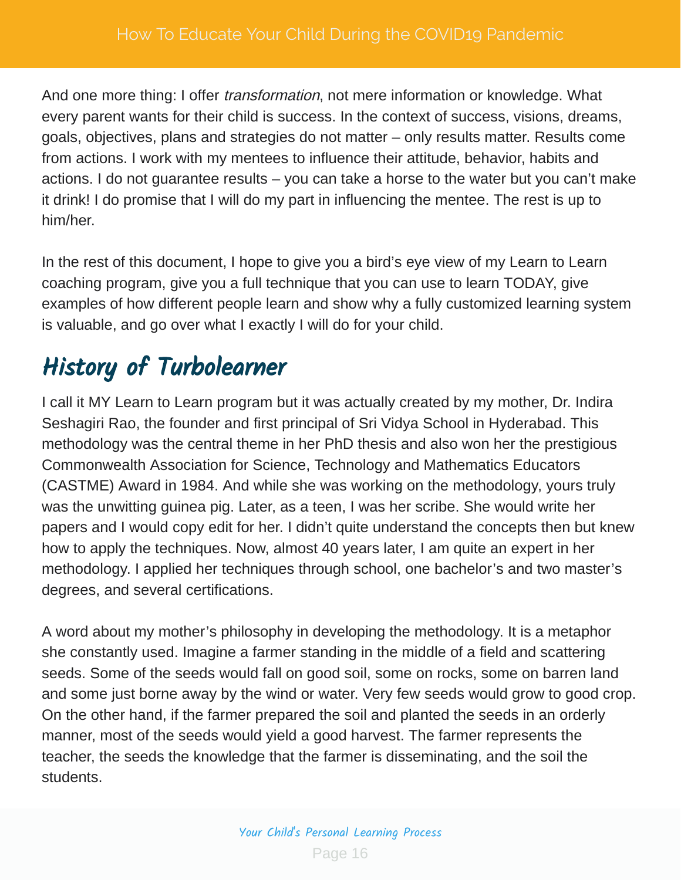And one more thing: I offer *transformation*, not mere information or knowledge. What every parent wants for their child is success. In the context of success, visions, dreams, goals, objectives, plans and strategies do not matter – only results matter. Results come from actions. I work with my mentees to influence their attitude, behavior, habits and actions. I do not guarantee results – you can take a horse to the water but you can't make it drink! I do promise that I will do my part in influencing the mentee. The rest is up to him/her.

In the rest of this document, I hope to give you a bird's eye view of my Learn to Learn coaching program, give you a full technique that you can use to learn TODAY, give examples of how different people learn and show why a fully customized learning system is valuable, and go over what I exactly I will do for your child.

## History of Turbolearner

I call it MY Learn to Learn program but it was actually created by my mother, Dr. Indira Seshagiri Rao, the founder and first principal of Sri Vidya School in Hyderabad. This methodology was the central theme in her PhD thesis and also won her the prestigious Commonwealth Association for Science, Technology and Mathematics Educators (CASTME) Award in 1984. And while she was working on the methodology, yours truly was the unwitting guinea pig. Later, as a teen, I was her scribe. She would write her papers and I would copy edit for her. I didn't quite understand the concepts then but knew how to apply the techniques. Now, almost 40 years later, I am quite an expert in her methodology. I applied her techniques through school, one bachelor's and two master's degrees, and several certifications.

A word about my mother's philosophy in developing the methodology. It is a metaphor she constantly used. Imagine a farmer standing in the middle of a field and scattering seeds. Some of the seeds would fall on good soil, some on rocks, some on barren land and some just borne away by the wind or water. Very few seeds would grow to good crop. On the other hand, if the farmer prepared the soil and planted the seeds in an orderly manner, most of the seeds would yield a good harvest. The farmer represents the teacher, the seeds the knowledge that the farmer is disseminating, and the soil the students.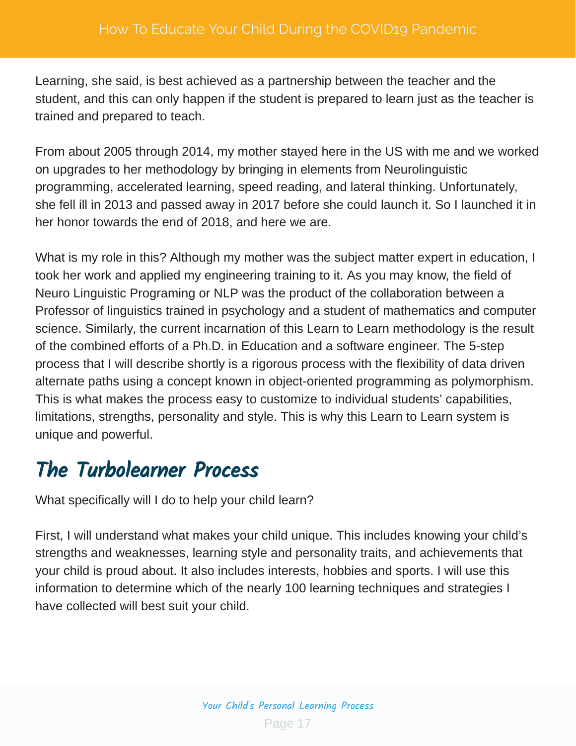Learning, she said, is best achieved as a partnership between the teacher and the student, and this can only happen if the student is prepared to learn just as the teacher is trained and prepared to teach.

From about 2005 through 2014, my mother stayed here in the US with me and we worked on upgrades to her methodology by bringing in elements from Neurolinguistic programming, accelerated learning, speed reading, and lateral thinking. Unfortunately, she fell ill in 2013 and passed away in 2017 before she could launch it. So I launched it in her honor towards the end of 2018, and here we are.

What is my role in this? Although my mother was the subject matter expert in education, I took her work and applied my engineering training to it. As you may know, the field of Neuro Linguistic Programing or NLP was the product of the collaboration between a Professor of linguistics trained in psychology and a student of mathematics and computer science. Similarly, the current incarnation of this Learn to Learn methodology is the result of the combined efforts of a Ph.D. in Education and a software engineer. The 5-step process that I will describe shortly is a rigorous process with the flexibility of data driven alternate paths using a concept known in object-oriented programming as polymorphism. This is what makes the process easy to customize to individual students' capabilities, limitations, strengths, personality and style. This is why this Learn to Learn system is unique and powerful.

## The Turbolearner Process

What specifically will I do to help your child learn?

First, I will understand what makes your child unique. This includes knowing your child's strengths and weaknesses, learning style and personality traits, and achievements that your child is proud about. It also includes interests, hobbies and sports. I will use this information to determine which of the nearly 100 learning techniques and strategies I have collected will best suit your child.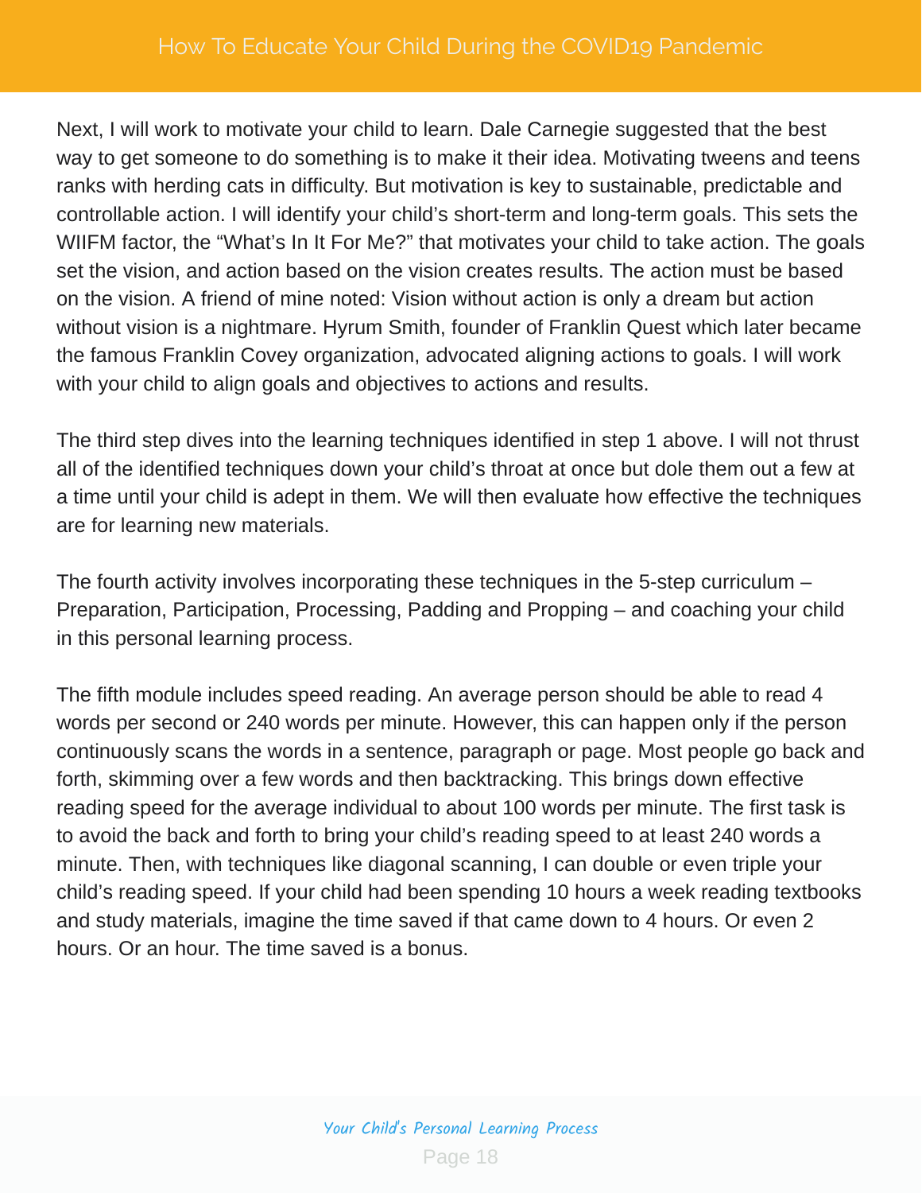Next, I will work to motivate your child to learn. Dale Carnegie suggested that the best way to get someone to do something is to make it their idea. Motivating tweens and teens ranks with herding cats in difficulty. But motivation is key to sustainable, predictable and controllable action. I will identify your child's short-term and long-term goals. This sets the WIIFM factor, the "What's In It For Me?" that motivates your child to take action. The goals set the vision, and action based on the vision creates results. The action must be based on the vision. A friend of mine noted: Vision without action is only a dream but action without vision is a nightmare. Hyrum Smith, founder of Franklin Quest which later became the famous Franklin Covey organization, advocated aligning actions to goals. I will work with your child to align goals and objectives to actions and results.

The third step dives into the learning techniques identified in step 1 above. I will not thrust all of the identified techniques down your child's throat at once but dole them out a few at a time until your child is adept in them. We will then evaluate how effective the techniques are for learning new materials.

The fourth activity involves incorporating these techniques in the 5-step curriculum – Preparation, Participation, Processing, Padding and Propping – and coaching your child in this personal learning process.

The fifth module includes speed reading. An average person should be able to read 4 words per second or 240 words per minute. However, this can happen only if the person continuously scans the words in a sentence, paragraph or page. Most people go back and forth, skimming over a few words and then backtracking. This brings down effective reading speed for the average individual to about 100 words per minute. The first task is to avoid the back and forth to bring your child's reading speed to at least 240 words a minute. Then, with techniques like diagonal scanning, I can double or even triple your child's reading speed. If your child had been spending 10 hours a week reading textbooks and study materials, imagine the time saved if that came down to 4 hours. Or even 2 hours. Or an hour. The time saved is a bonus.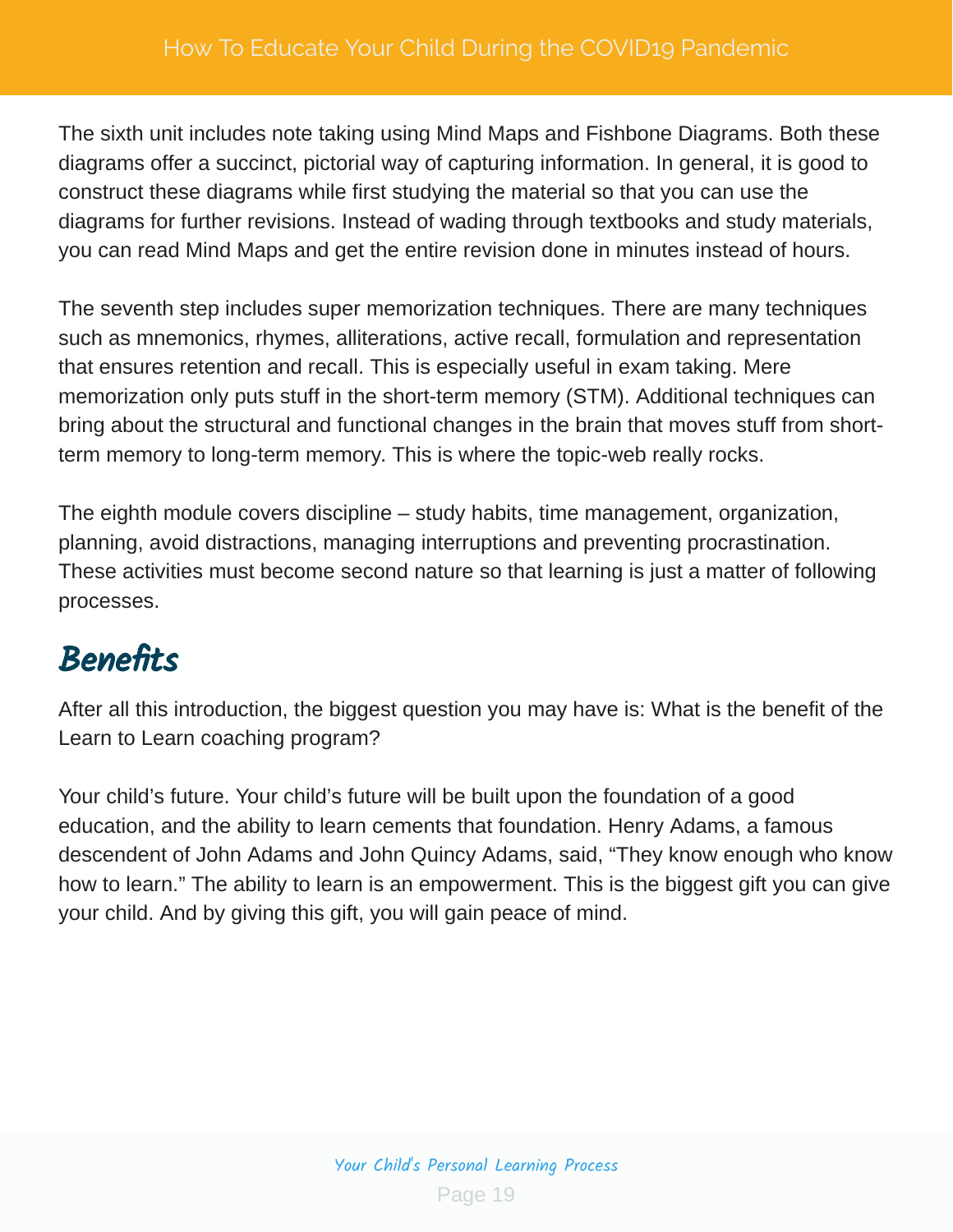The sixth unit includes note taking using Mind Maps and Fishbone Diagrams. Both these diagrams offer a succinct, pictorial way of capturing information. In general, it is good to construct these diagrams while first studying the material so that you can use the diagrams for further revisions. Instead of wading through textbooks and study materials, you can read Mind Maps and get the entire revision done in minutes instead of hours.

The seventh step includes super memorization techniques. There are many techniques such as mnemonics, rhymes, alliterations, active recall, formulation and representation that ensures retention and recall. This is especially useful in exam taking. Mere memorization only puts stuff in the short-term memory (STM). Additional techniques can bring about the structural and functional changes in the brain that moves stuff from short-term memory to long-term memory. This is where the topic-web really rocks.

The eighth module covers discipline – study habits, time management, organization, planning, avoid distractions, managing interruptions and preventing procrastination. These activities must become second nature so that learning is just a matter of following processes.

## Benefits

After all this introduction, the biggest question you may have is: What is the benefit of the Learn to Learn coaching program?

Your child's future. Your child's future will be built upon the foundation of a good education, and the ability to learn cements that foundation. Henry Adams, a famous descendent of John Adams and John Quincy Adams, said, "They know enough who know how to learn." The ability to learn is an empowerment. This is the biggest gift you can give your child. And by giving this gift, you will gain peace of mind.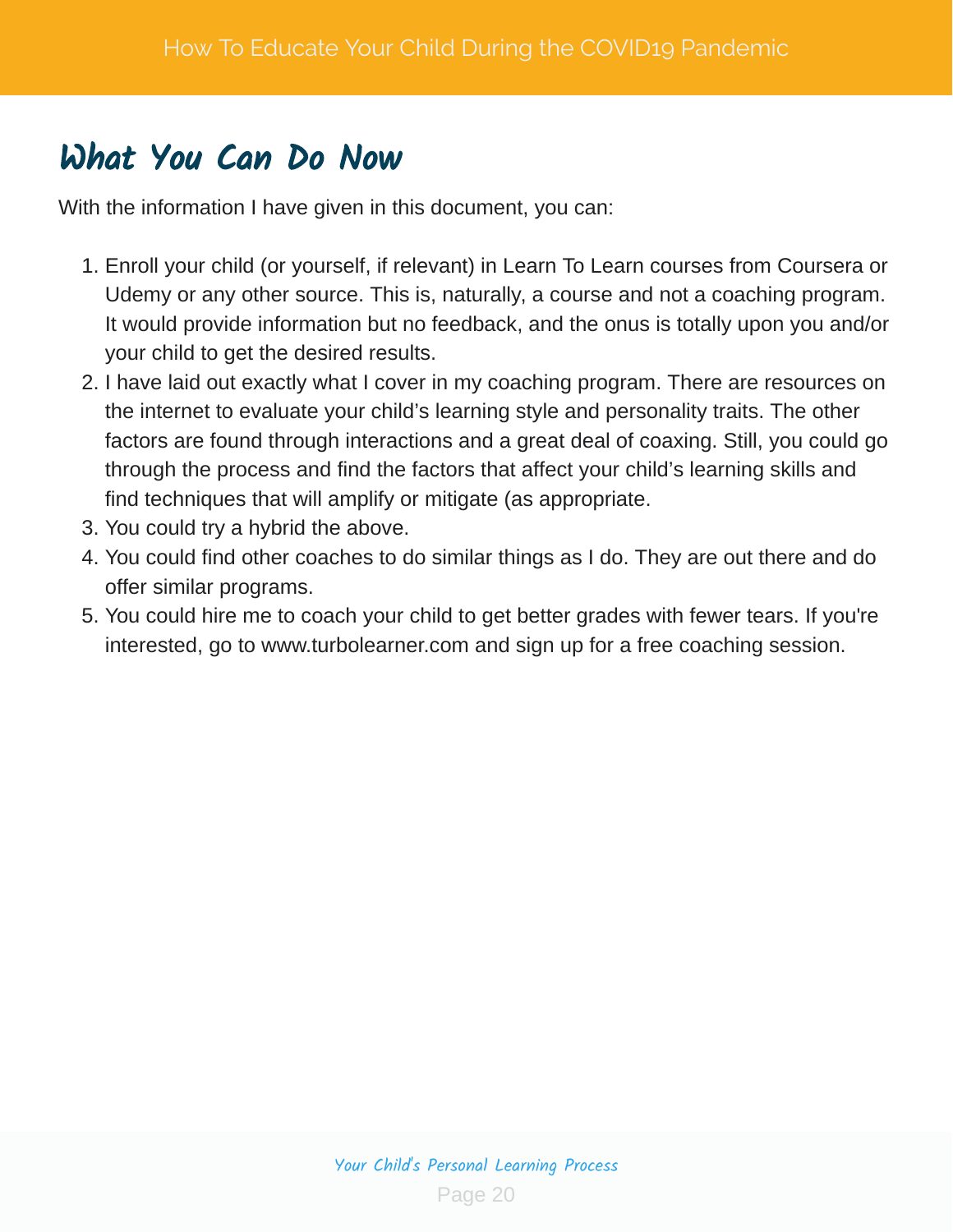# What You Can Do Now

With the information I have given in this document, you can:

1. Enroll your child (or yourself, if relevant) in Learn To Learn courses from Coursera or Udemy or any other source. This is, naturally, a course and not a coaching program. It would provide information but no feedback, and the onus is totally upon you and/or your child to get the desired results.
2. I have laid out exactly what I cover in my coaching program. There are resources on the internet to evaluate your child's learning style and personality traits. The other factors are found through interactions and a great deal of coaxing. Still, you could go through the process and find the factors that affect your child's learning skills and find techniques that will amplify or mitigate (as appropriate.
3. You could try a hybrid the above.
4. You could find other coaches to do similar things as I do. They are out there and do offer similar programs.
5. You could hire me to coach your child to get better grades with fewer tears. If you're interested, go to www.turbolearner.com and sign up for a free coaching session.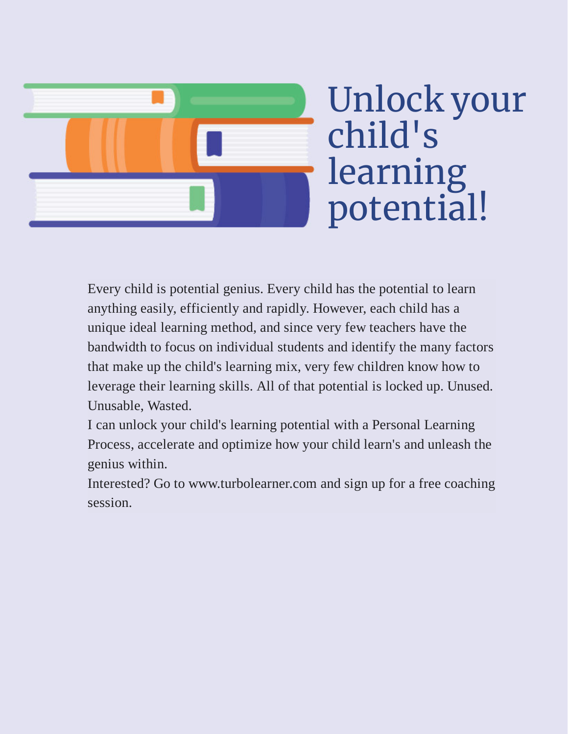# Unlock your child's learning potential!

Every child is potential genius. Every child has the potential to learn anything easily, efficiently and rapidly. However, each child has a unique ideal learning method, and since very few teachers have the bandwidth to focus on individual students and identify the many factors that make up the child's learning mix, very few children know how to leverage their learning skills. All of that potential is locked up. Unused. Unusable, Wasted.

I can unlock your child's learning potential with a Personal Learning Process, accelerate and optimize how your child learn's and unleash the genius within.

Interested? Go to www.turbolearner.com and sign up for a free coaching session.